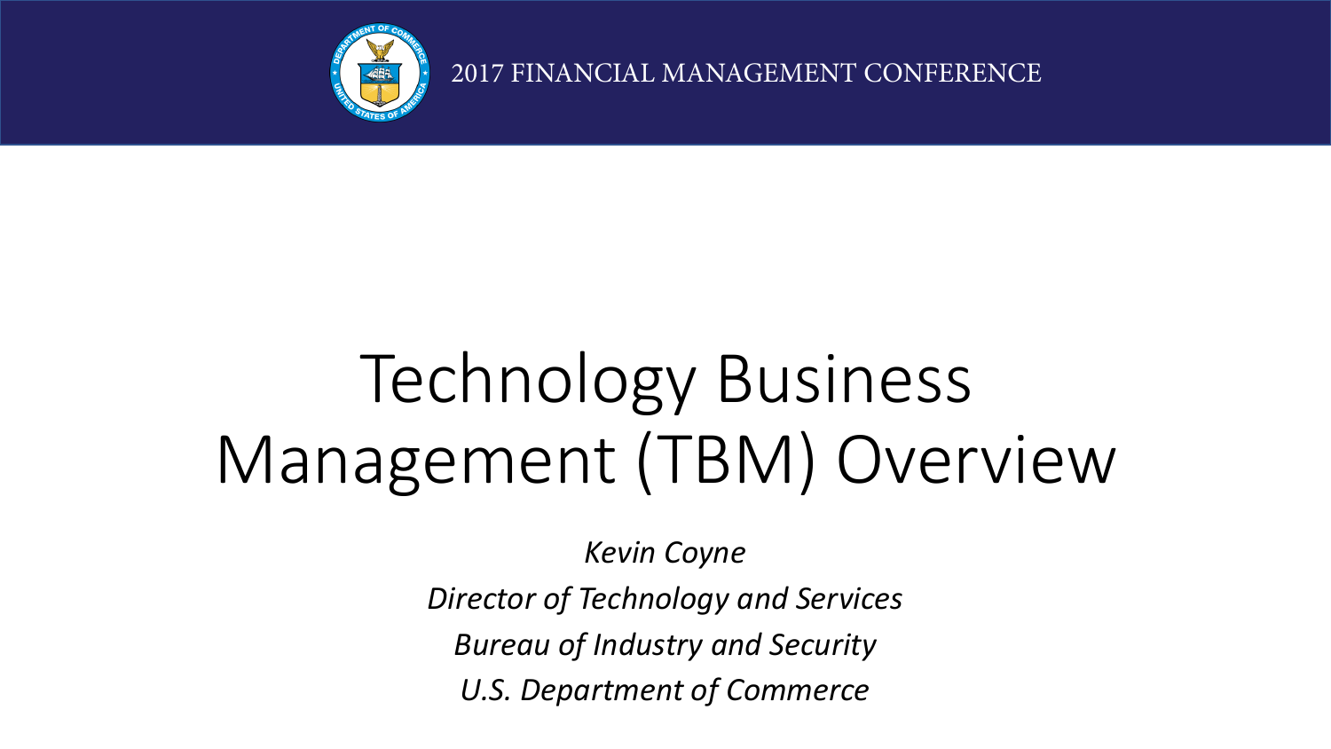2017 FINANCIAL MANAGEMENT CONFERENCE

# Technology Business Management (TBM) Overview

*Kevin Coyne*

*Director of Technology and Services*

*Bureau of Industry and Security*

*U.S. Department of Commerce*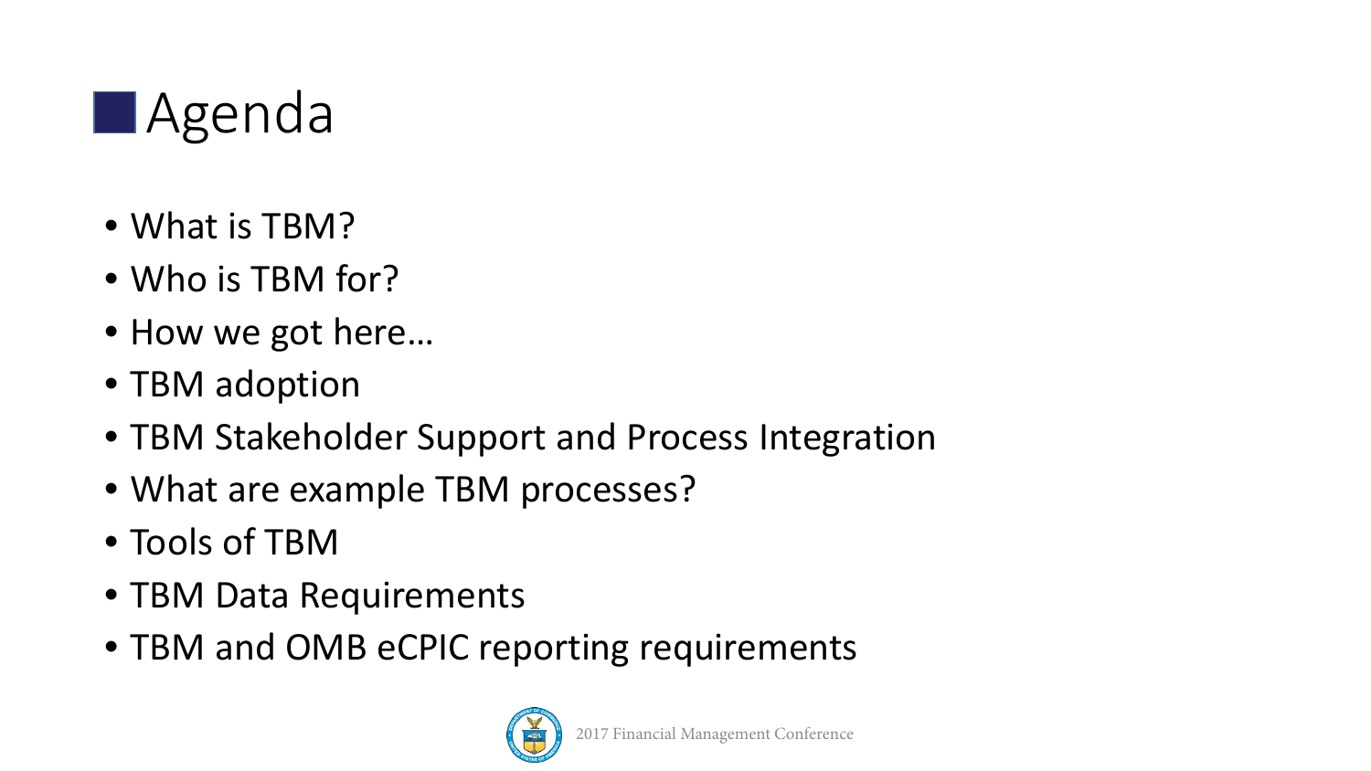# Agenda

- What is TBM?
- Who is TBM for?
- How we got here…
- TBM adoption
- TBM Stakeholder Support and Process Integration
- What are example TBM processes?
- Tools of TBM
- TBM Data Requirements
- TBM and OMB eCPIC reporting requirements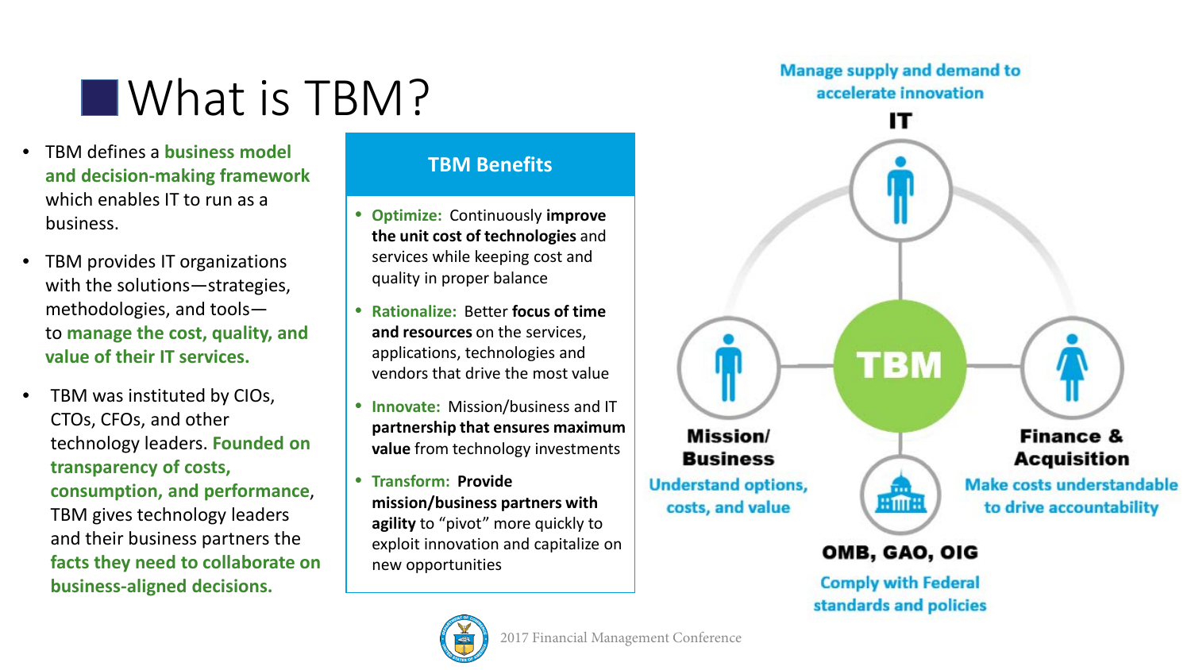# What is TBM?

- TBM defines a **business model and decision-making framework** which enables IT to run as a business.
- TBM provides IT organizations with the solutions—strategies, methodologies, and tools—to **manage the cost, quality, and value of their IT services.**
- TBM was instituted by CIOs, CTOs, CFOs, and other technology leaders. **Founded on transparency of costs, consumption, and performance**, TBM gives technology leaders and their business partners the **facts they need to collaborate on business-aligned decisions.**

## TBM Benefits

- **Optimize:** Continuously **improve the unit cost of technologies** and services while keeping cost and quality in proper balance
- **Rationalize:** Better **focus of time and resources** on the services, applications, technologies and vendors that drive the most value
- **Innovate:** Mission/business and IT **partnership that ensures maximum value** from technology investments
- **Transform:** **Provide mission/business partners with agility** to "pivot" more quickly to exploit innovation and capitalize on new opportunities

**IT** — Manage supply and demand to accelerate innovation

**TBM**

**Mission/ Business** — Understand options, costs, and value

**Finance & Acquisition** — Make costs understandable to drive accountability

**OMB, GAO, OIG** — Comply with Federal standards and policies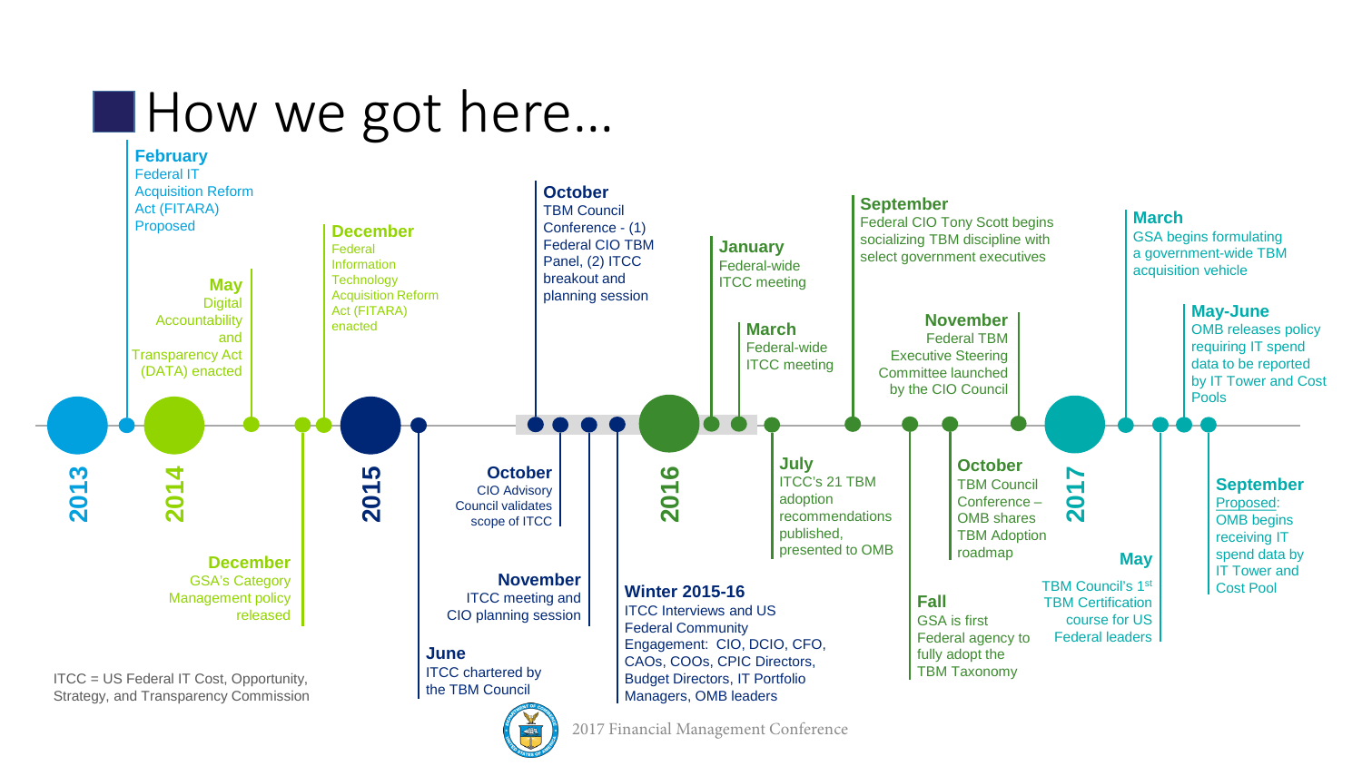# How we got here…

## 2013

**February**
Federal IT Acquisition Reform Act (FITARA) Proposed

## 2014

**May**
Digital Accountability and Transparency Act (DATA) enacted

**December**
GSA's Category Management policy released

**December**
Federal Information Technology Acquisition Reform Act (FITARA) enacted

## 2015

**June**
ITCC chartered by the TBM Council

**October**
TBM Council Conference - (1) Federal CIO TBM Panel, (2) ITCC breakout and planning session

**October**
CIO Advisory Council validates scope of ITCC

**November**
ITCC meeting and CIO planning session

**Winter 2015-16**
ITCC Interviews and US Federal Community Engagement: CIO, DCIO, CFO, CAOs, COOs, CPIC Directors, Budget Directors, IT Portfolio Managers, OMB leaders

## 2016

**January**
Federal-wide ITCC meeting

**March**
Federal-wide ITCC meeting

**July**
ITCC's 21 TBM adoption recommendations published, presented to OMB

**September**
Federal CIO Tony Scott begins socializing TBM discipline with select government executives

**Fall**
GSA is first Federal agency to fully adopt the TBM Taxonomy

**October**
TBM Council Conference – OMB shares TBM Adoption roadmap

**November**
Federal TBM Executive Steering Committee launched by the CIO Council

## 2017

**March**
GSA begins formulating a government-wide TBM acquisition vehicle

**May**
TBM Council's 1st TBM Certification course for US Federal leaders

**May-June**
OMB releases policy requiring IT spend data to be reported by IT Tower and Cost Pools

**September**
Proposed: OMB begins receiving IT spend data by IT Tower and Cost Pool

ITCC = US Federal IT Cost, Opportunity, Strategy, and Transparency Commission

2017 Financial Management Conference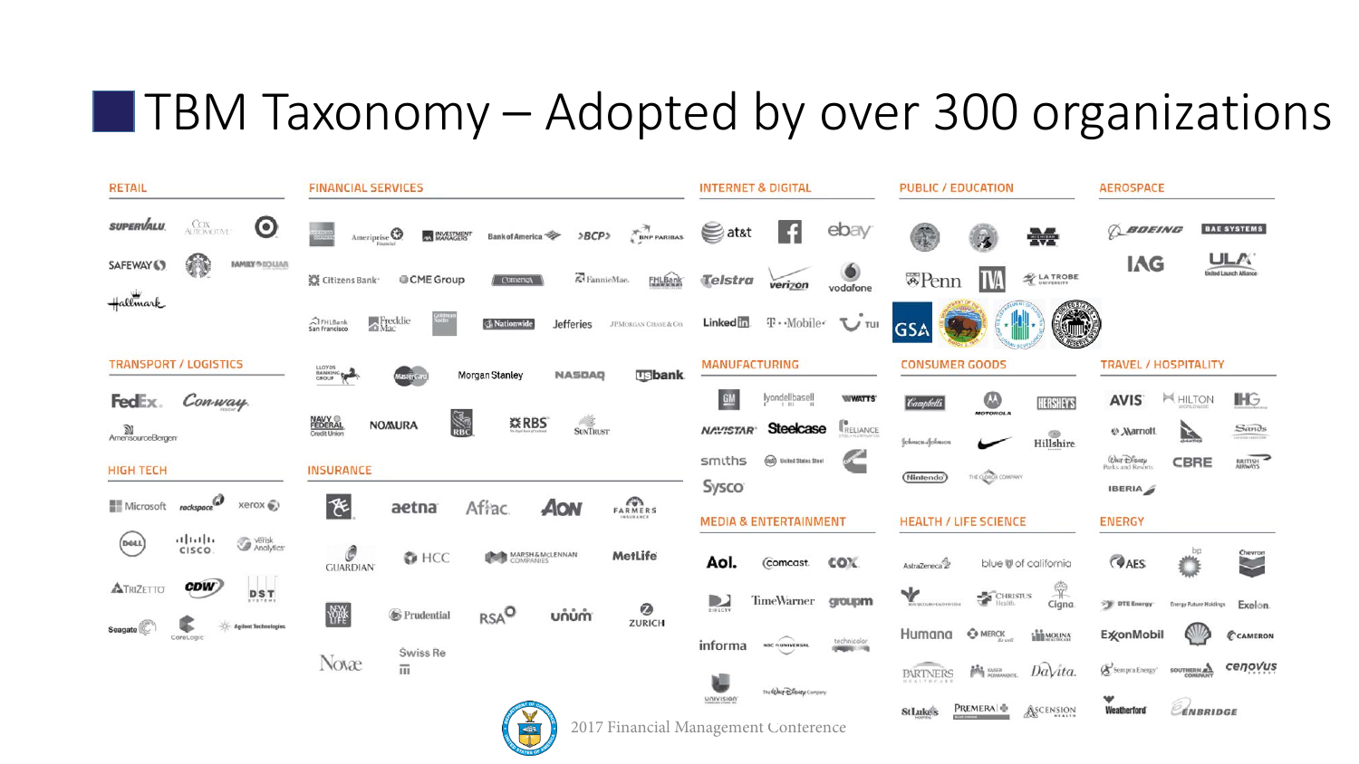# TBM Taxonomy – Adopted by over 300 organizations

## RETAIL

SUPERVALU, Cox Automotive, Target, SAFEWAY, Starbucks, FAMILY DOLLAR, Hallmark

## FINANCIAL SERVICES

American Express, Ameriprise Financial, Investment Managers, Bank of America, BCP, BNP PARIBAS, Citizens Bank, CME Group, Comerica, FannieMae, FHLBank, FHLBank San Francisco, Freddie Mac, Goldman Sachs, Nationwide, Jefferies, JPMorgan Chase & Co., Lloyds Banking Group, MasterCard, Morgan Stanley, NASDAQ, usbank, Navy Federal Credit Union, NOMURA, RBC, RBS, SunTrust

## INTERNET & DIGITAL

at&t, Facebook, ebay, Telstra, verizon, vodafone, LinkedIn, T-Mobile, TUI

## PUBLIC / EDUCATION

Michigan, Penn, TVA, La Trobe University, GSA

## AEROSPACE

BOEING, BAE SYSTEMS, IAG, ULA United Launch Alliance

## TRANSPORT / LOGISTICS

FedEx, Con-way, AmerisourceBergen

## MANUFACTURING

GM, lyondellbasell, Watts, NAVISTAR, Steelcase, Reliance, smiths, United States Steel, Cummins, Sysco

## CONSUMER GOODS

Campbell's, Motorola, Hershey's, Johnson & Johnson, Nike, Hillshire, Nintendo, The Clorox Company

## TRAVEL / HOSPITALITY

AVIS, Hilton Worldwide, IHG, Marriott, Qantas, Sands, Walt Disney Parks and Resorts, CBRE, British Airways, IBERIA

## HIGH TECH

Microsoft, rackspace, xerox, Dell, Cisco, Verisk Analytics, TriZetto, CDW, DST Systems, Seagate, CoreLogic, Agilent Technologies

## INSURANCE

aetna, Aflac, AON, Farmers Insurance, Guardian, HCC, Marsh & McLennan Companies, MetLife, New York Life, Prudential, RSA, unum, Zurich, Novae, Swiss Re

## MEDIA & ENTERTAINMENT

Aol., Comcast, Cox, DirecTV, TimeWarner, groupm, informa, NBC Universal, technicolor, Univision, The Walt Disney Company

## HEALTH / LIFE SCIENCE

AstraZeneca, blue of california, Christus Health, Cigna, Humana, Merck, Molina Healthcare, Partners Healthcare, Kaiser Permanente, DaVita, St. Luke's, Premera, Ascension Health

## ENERGY

AES, bp, Chevron, DTE Energy, Energy Future Holdings, Exelon, ExxonMobil, Shell, Cameron, Sempra Energy, Southern Company, cenovus energy, Weatherford, Enbridge

2017 Financial Management Conference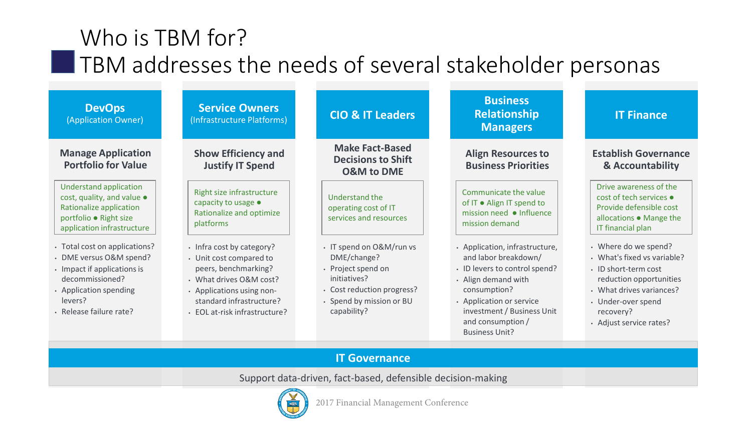# Who is TBM for?

## TBM addresses the needs of several stakeholder personas

### DevOps (Application Owner)

**Manage Application Portfolio for Value**

Understand application cost, quality, and value ● Rationalize application portfolio ● Right size application infrastructure

- Total cost on applications?
- DME versus O&M spend?
- Impact if applications is decommissioned?
- Application spending levers?
- Release failure rate?

### Service Owners (Infrastructure Platforms)

**Show Efficiency and Justify IT Spend**

Right size infrastructure capacity to usage ● Rationalize and optimize platforms

- Infra cost by category?
- Unit cost compared to peers, benchmarking?
- What drives O&M cost?
- Applications using non-standard infrastructure?
- EOL at-risk infrastructure?

### CIO & IT Leaders

**Make Fact-Based Decisions to Shift O&M to DME**

Understand the operating cost of IT services and resources

- IT spend on O&M/run vs DME/change?
- Project spend on initiatives?
- Cost reduction progress?
- Spend by mission or BU capability?

### Business Relationship Managers

**Align Resources to Business Priorities**

Communicate the value of IT ● Align IT spend to mission need ● Influence mission demand

- Application, infrastructure, and labor breakdown/
- ID levers to control spend?
- Align demand with consumption?
- Application or service investment / Business Unit and consumption / Business Unit?

### IT Finance

**Establish Governance & Accountability**

Drive awareness of the cost of tech services ● Provide defensible cost allocations ● Mange the IT financial plan

- Where do we spend?
- What's fixed vs variable?
- ID short-term cost reduction opportunities
- What drives variances?
- Under-over spend recovery?
- Adjust service rates?

### IT Governance

Support data-driven, fact-based, defensible decision-making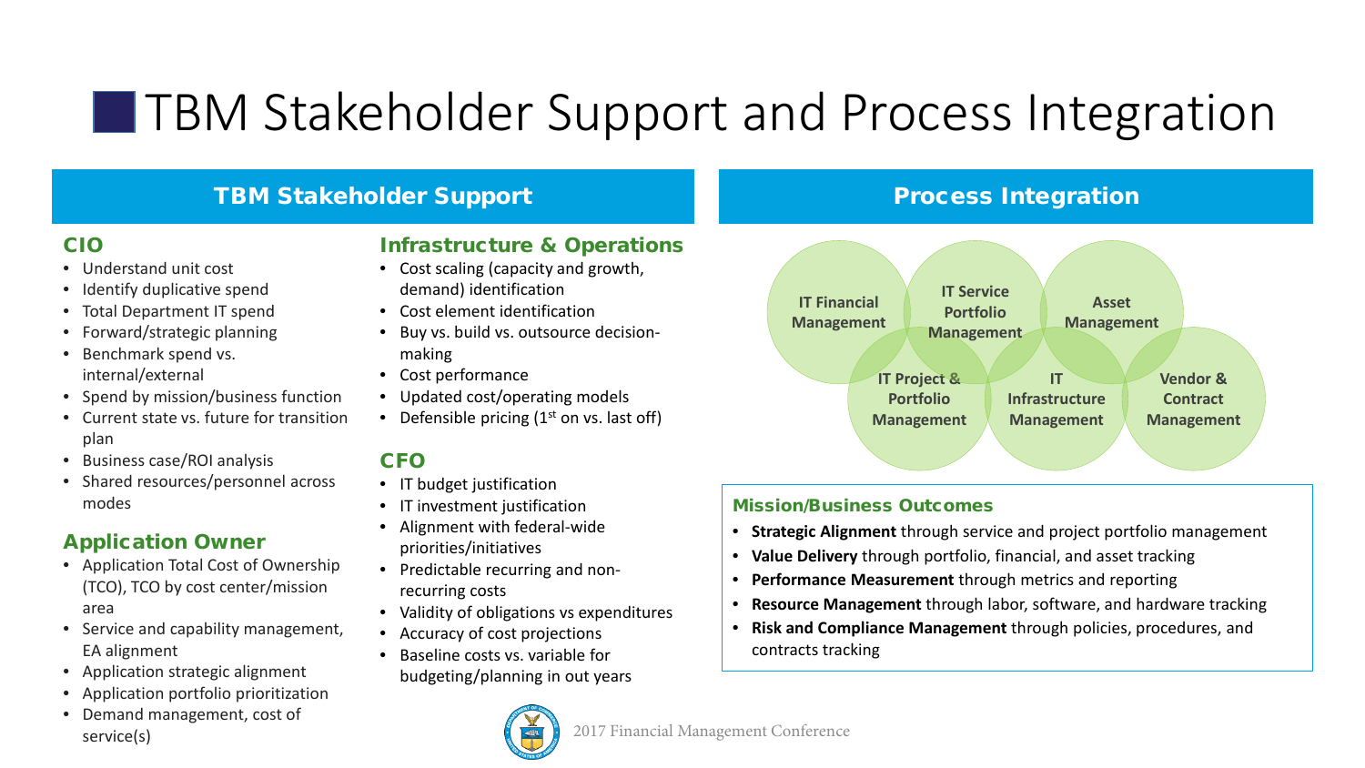# TBM Stakeholder Support and Process Integration

## TBM Stakeholder Support

### CIO

- Understand unit cost
- Identify duplicative spend
- Total Department IT spend
- Forward/strategic planning
- Benchmark spend vs. internal/external
- Spend by mission/business function
- Current state vs. future for transition plan
- Business case/ROI analysis
- Shared resources/personnel across modes

### Application Owner

- Application Total Cost of Ownership (TCO), TCO by cost center/mission area
- Service and capability management, EA alignment
- Application strategic alignment
- Application portfolio prioritization
- Demand management, cost of service(s)

### Infrastructure & Operations

- Cost scaling (capacity and growth, demand) identification
- Cost element identification
- Buy vs. build vs. outsource decision-making
- Cost performance
- Updated cost/operating models
- Defensible pricing (1st on vs. last off)

### CFO

- IT budget justification
- IT investment justification
- Alignment with federal-wide priorities/initiatives
- Predictable recurring and non-recurring costs
- Validity of obligations vs expenditures
- Accuracy of cost projections
- Baseline costs vs. variable for budgeting/planning in out years

## Process Integration

- IT Financial Management
- IT Service Portfolio Management
- Asset Management
- IT Project & Portfolio Management
- IT Infrastructure Management
- Vendor & Contract Management

### Mission/Business Outcomes

- **Strategic Alignment** through service and project portfolio management
- **Value Delivery** through portfolio, financial, and asset tracking
- **Performance Measurement** through metrics and reporting
- **Resource Management** through labor, software, and hardware tracking
- **Risk and Compliance Management** through policies, procedures, and contracts tracking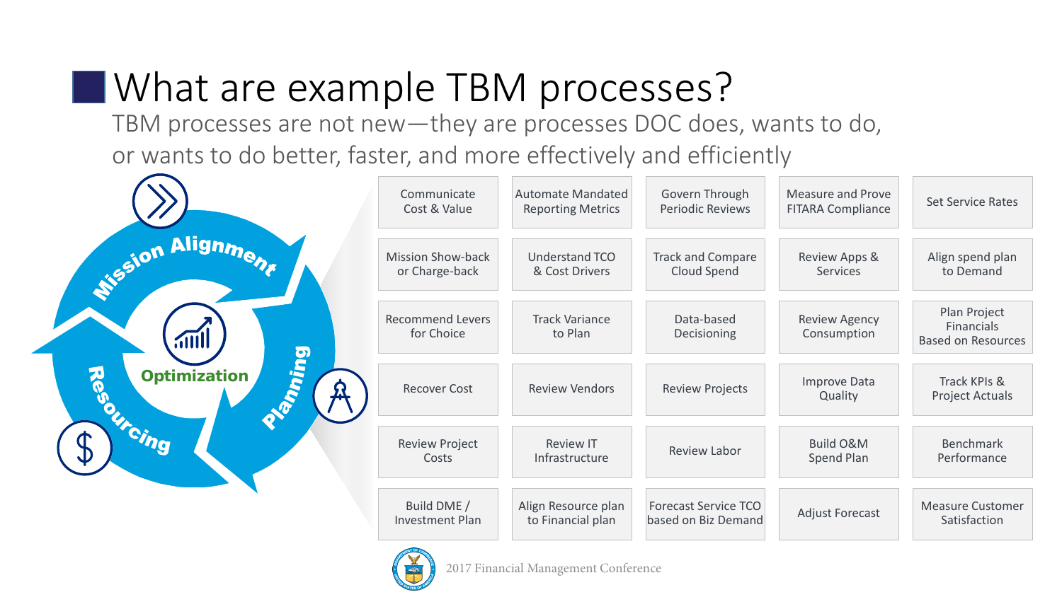# What are example TBM processes?

TBM processes are not new—they are processes DOC does, wants to do, or wants to do better, faster, and more effectively and efficiently

Mission Alignment

Planning

Resourcing

Optimization

| | | | | |
|---|---|---|---|---|
| Communicate Cost & Value | Automate Mandated Reporting Metrics | Govern Through Periodic Reviews | Measure and Prove FITARA Compliance | Set Service Rates |
| Mission Show-back or Charge-back | Understand TCO & Cost Drivers | Track and Compare Cloud Spend | Review Apps & Services | Align spend plan to Demand |
| Recommend Levers for Choice | Track Variance to Plan | Data-based Decisioning | Review Agency Consumption | Plan Project Financials Based on Resources |
| Recover Cost | Review Vendors | Review Projects | Improve Data Quality | Track KPIs & Project Actuals |
| Review Project Costs | Review IT Infrastructure | Review Labor | Build O&M Spend Plan | Benchmark Performance |
| Build DME / Investment Plan | Align Resource plan to Financial plan | Forecast Service TCO based on Biz Demand | Adjust Forecast | Measure Customer Satisfaction |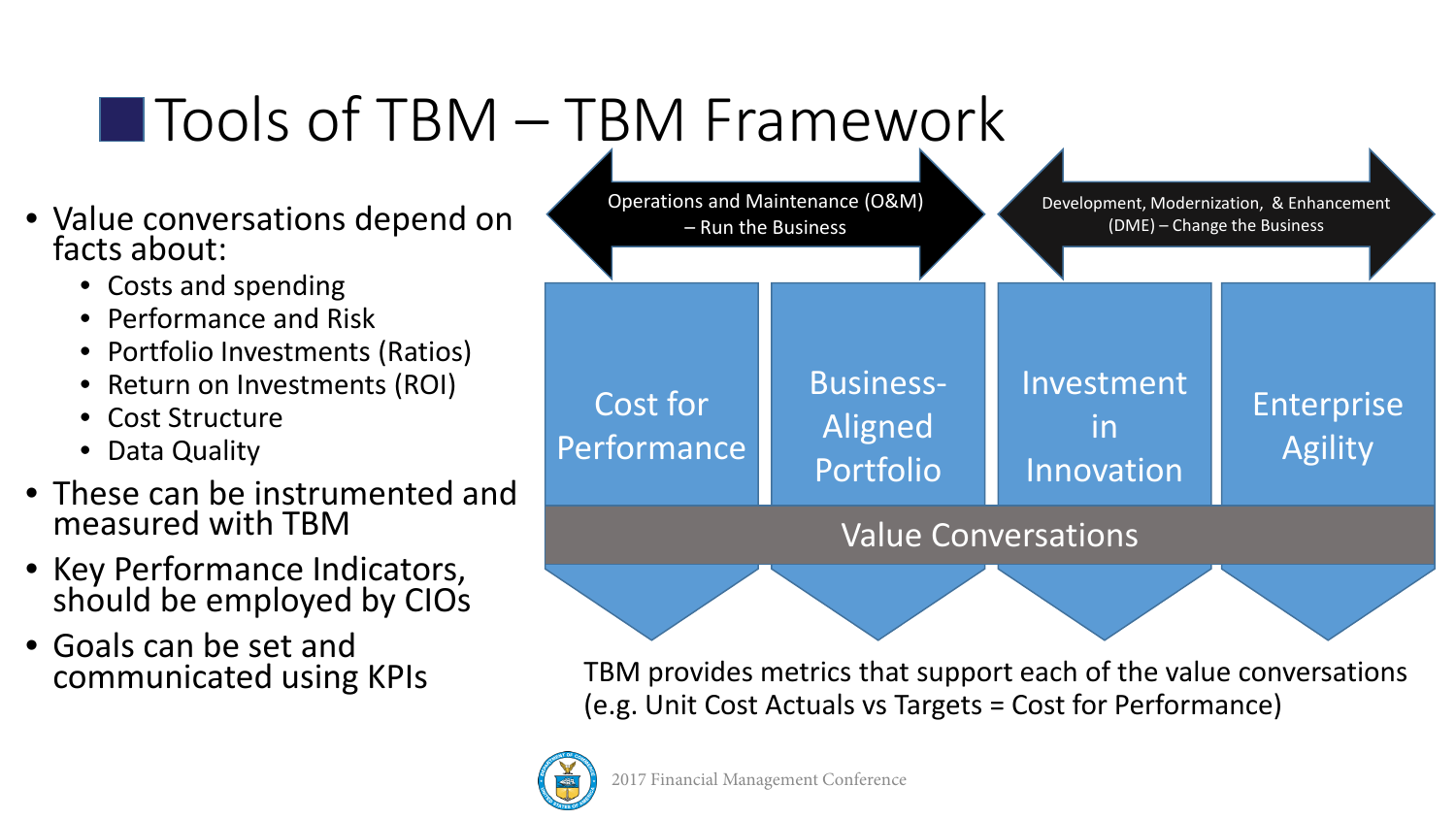# Tools of TBM – TBM Framework

- Value conversations depend on facts about:
  - Costs and spending
  - Performance and Risk
  - Portfolio Investments (Ratios)
  - Return on Investments (ROI)
  - Cost Structure
  - Data Quality
- These can be instrumented and measured with TBM
- Key Performance Indicators, should be employed by CIOs
- Goals can be set and communicated using KPIs

Operations and Maintenance (O&M) – Run the Business

Development, Modernization, & Enhancement (DME) – Change the Business

Cost for Performance

Business-Aligned Portfolio

Investment in Innovation

Enterprise Agility

Value Conversations

TBM provides metrics that support each of the value conversations (e.g. Unit Cost Actuals vs Targets = Cost for Performance)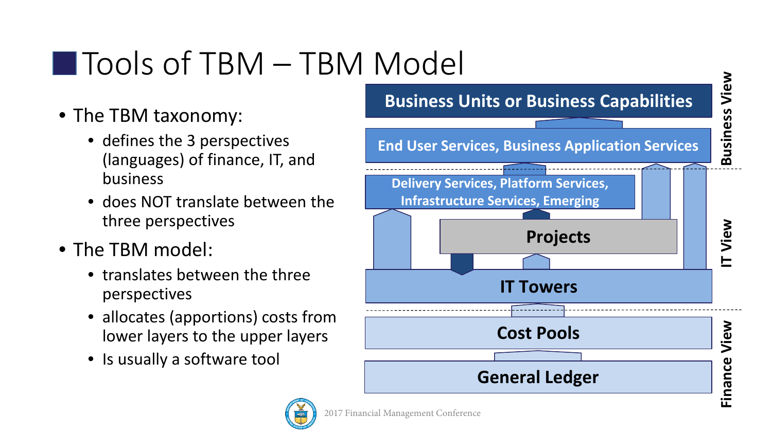# Tools of TBM – TBM Model

- The TBM taxonomy:
  - defines the 3 perspectives (languages) of finance, IT, and business
  - does NOT translate between the three perspectives
- The TBM model:
  - translates between the three perspectives
  - allocates (apportions) costs from lower layers to the upper layers
  - Is usually a software tool

**Business View**

**Business Units or Business Capabilities**

**End User Services, Business Application Services**

**IT View**

**Delivery Services, Platform Services, Infrastructure Services, Emerging**

**Projects**

**IT Towers**

**Finance View**

**Cost Pools**

**General Ledger**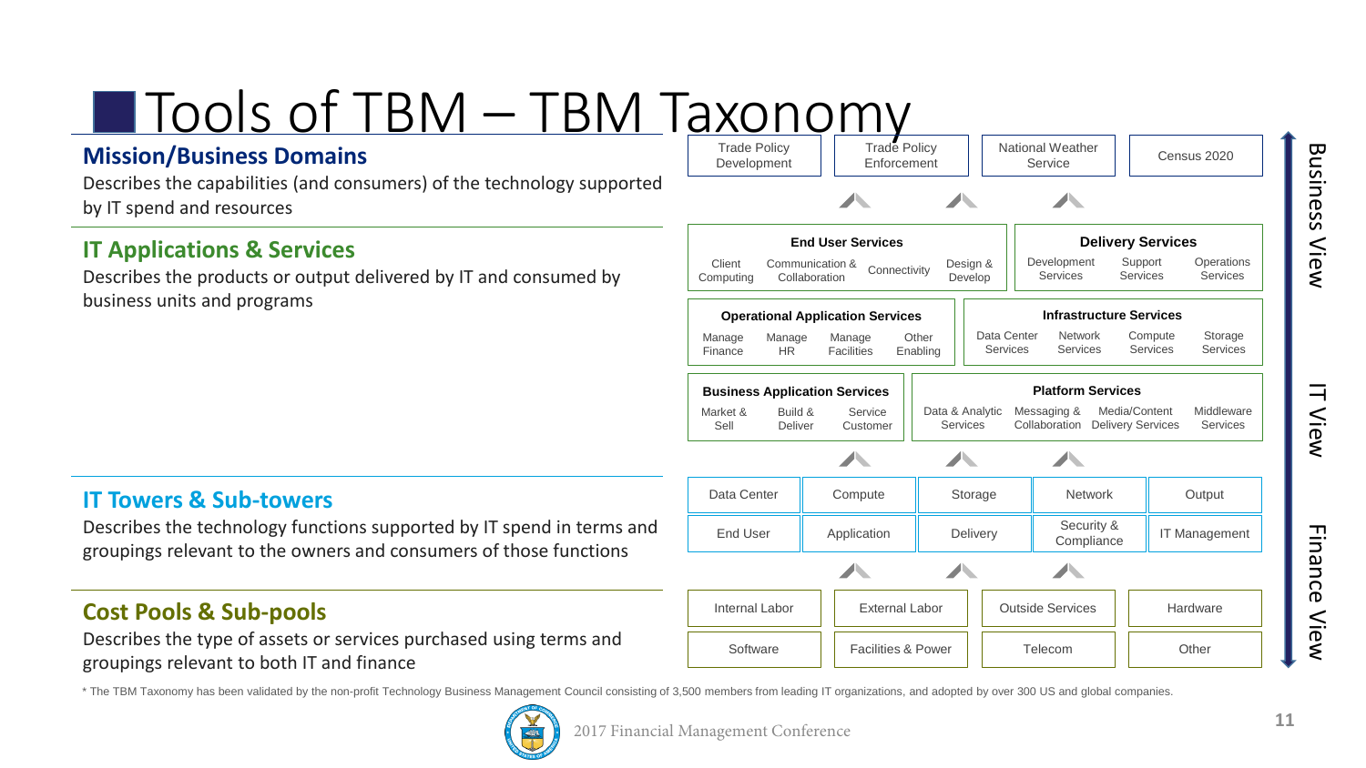# Tools of TBM – TBM Taxonomy

## Mission/Business Domains

Describes the capabilities (and consumers) of the technology supported by IT spend and resources

| Trade Policy Development | Trade Policy Enforcement | National Weather Service | Census 2020 |
|---|---|---|---|

## IT Applications & Services

Describes the products or output delivered by IT and consumed by business units and programs

**End User Services**: Client Computing, Communication & Collaboration, Connectivity, Design & Develop

**Delivery Services**: Development Services, Support Services, Operations Services

**Operational Application Services**: Manage Finance, Manage HR, Manage Facilities, Other Enabling

**Infrastructure Services**: Data Center Services, Network Services, Compute Services, Storage Services

**Business Application Services**: Market & Sell, Build & Deliver, Service Customer

**Platform Services**: Data & Analytic Services, Messaging & Collaboration, Media/Content Delivery Services, Middleware Services

## IT Towers & Sub-towers

Describes the technology functions supported by IT spend in terms and groupings relevant to the owners and consumers of those functions

| Data Center | Compute | Storage | Network | Output |
|---|---|---|---|---|
| End User | Application | Delivery | Security & Compliance | IT Management |

## Cost Pools & Sub-pools

Describes the type of assets or services purchased using terms and groupings relevant to both IT and finance

| Internal Labor | External Labor | Outside Services | Hardware |
|---|---|---|---|
| Software | Facilities & Power | Telecom | Other |

Business View — IT View — Finance View

* The TBM Taxonomy has been validated by the non-profit Technology Business Management Council consisting of 3,500 members from leading IT organizations, and adopted by over 300 US and global companies.

2017 Financial Management Conference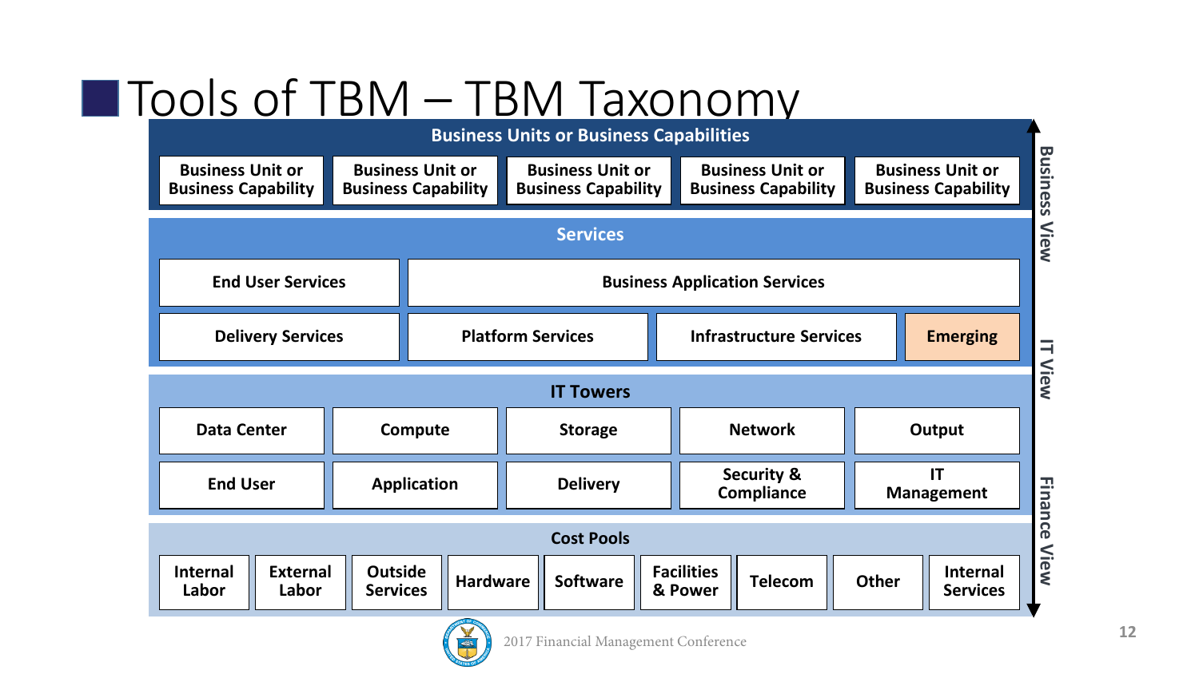# Tools of TBM – TBM Taxonomy

## Business Units or Business Capabilities

| Business Unit or Business Capability | Business Unit or Business Capability | Business Unit or Business Capability | Business Unit or Business Capability | Business Unit or Business Capability |
|---|---|---|---|---|

## Services

- End User Services
- Business Application Services
- Delivery Services
- Platform Services
- Infrastructure Services
- Emerging

## IT Towers

| Data Center | Compute | Storage | Network | Output |
|---|---|---|---|---|
| End User | Application | Delivery | Security & Compliance | IT Management |

## Cost Pools

| Internal Labor | External Labor | Outside Services | Hardware | Software | Facilities & Power | Telecom | Other | Internal Services |
|---|---|---|---|---|---|---|---|---|

Business View

IT View

Finance View

2017 Financial Management Conference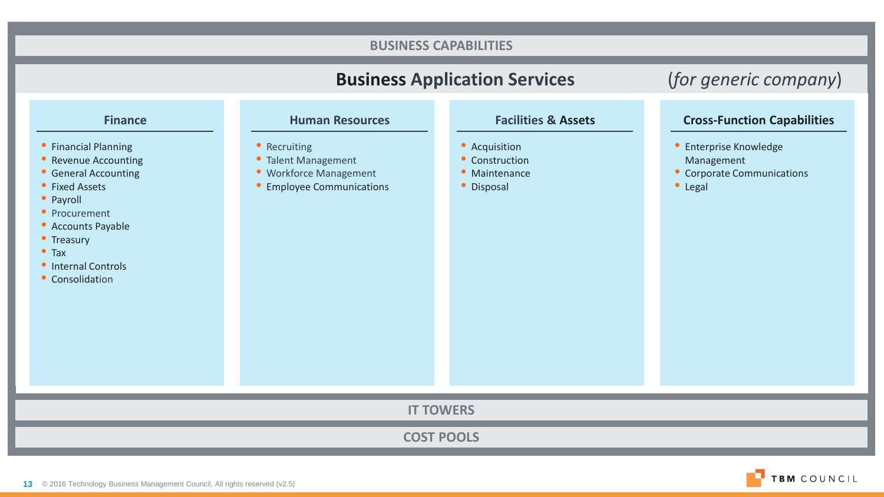# BUSINESS CAPABILITIES

## Business Application Services (*for generic company*)

### Finance

- Financial Planning
- Revenue Accounting
- General Accounting
- Fixed Assets
- Payroll
- Procurement
- Accounts Payable
- Treasury
- Tax
- Internal Controls
- Consolidation

### Human Resources

- Recruiting
- Talent Management
- Workforce Management
- Employee Communications

### Facilities & Assets

- Acquisition
- Construction
- Maintenance
- Disposal

### Cross-Function Capabilities

- Enterprise Knowledge Management
- Corporate Communications
- Legal

# IT TOWERS

# COST POOLS

© 2016 Technology Business Management Council, All rights reserved (v2.5)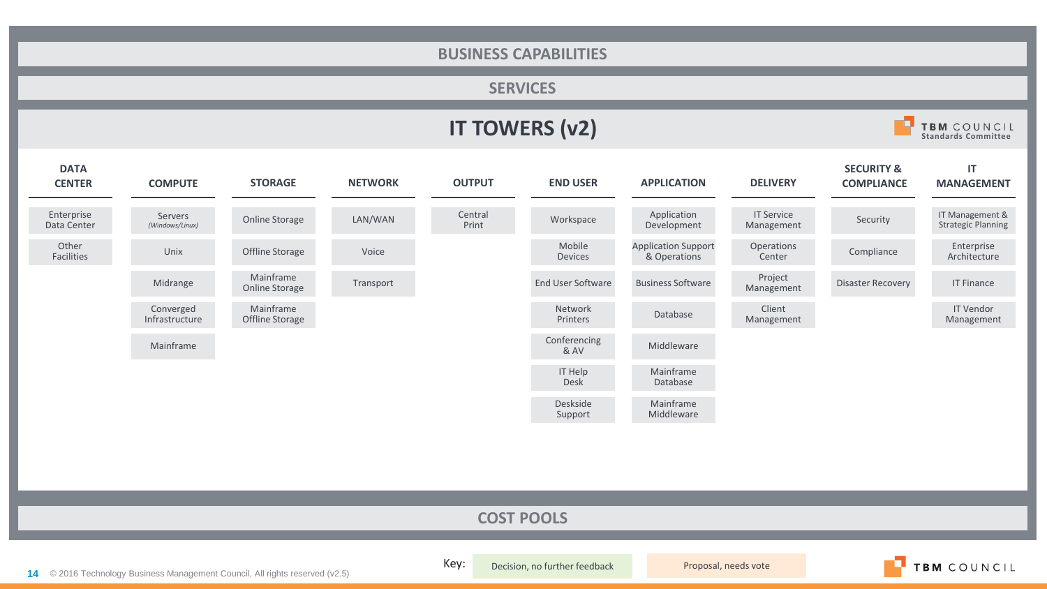## BUSINESS CAPABILITIES

## SERVICES

# IT TOWERS (v2)

TBM COUNCIL Standards Committee

| DATA CENTER | COMPUTE | STORAGE | NETWORK | OUTPUT | END USER | APPLICATION | DELIVERY | SECURITY & COMPLIANCE | IT MANAGEMENT |
|---|---|---|---|---|---|---|---|---|---|
| Enterprise Data Center | Servers *(Windows/Linux)* | Online Storage | LAN/WAN | Central Print | Workspace | Application Development | IT Service Management | Security | IT Management & Strategic Planning |
| Other Facilities | Unix | Offline Storage | Voice | | Mobile Devices | Application Support & Operations | Operations Center | Compliance | Enterprise Architecture |
| | Midrange | Mainframe Online Storage | Transport | | End User Software | Business Software | Project Management | Disaster Recovery | IT Finance |
| | Converged Infrastructure | Mainframe Offline Storage | | | Network Printers | Database | Client Management | | IT Vendor Management |
| | Mainframe | | | | Conferencing & AV | Middleware | | | |
| | | | | | IT Help Desk | Mainframe Database | | | |
| | | | | | Deskside Support | Mainframe Middleware | | | |

## COST POOLS

© 2016 Technology Business Management Council, All rights reserved (v2.5)

Key: Decision, no further feedback | Proposal, needs vote

TBM COUNCIL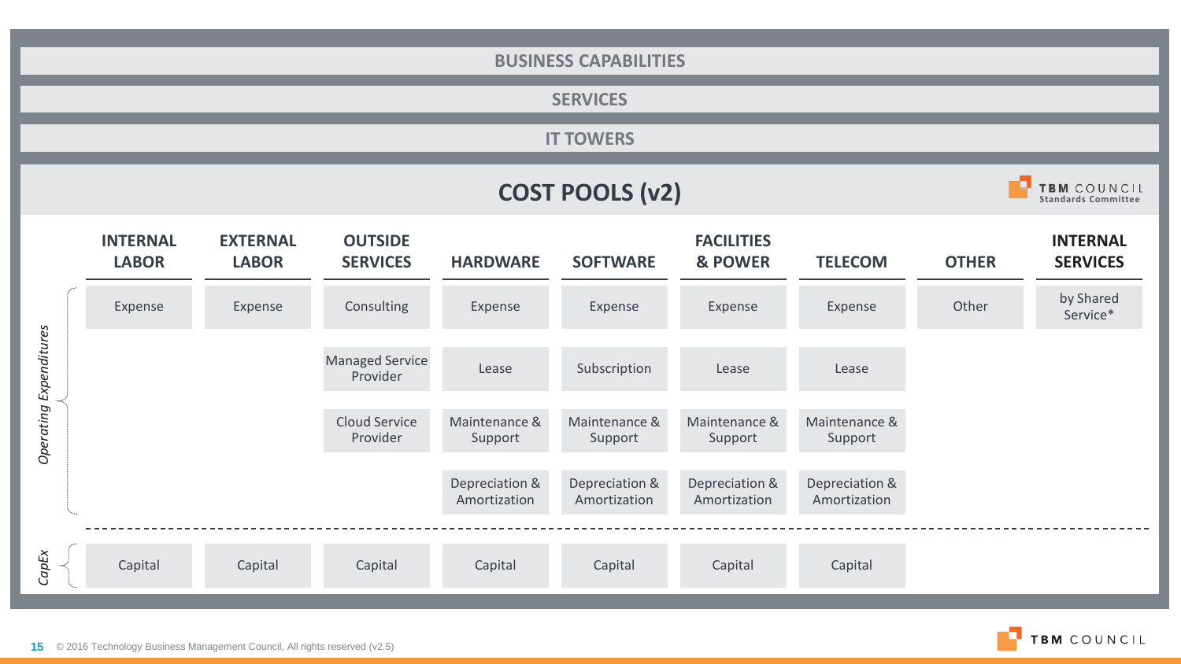BUSINESS CAPABILITIES

SERVICES

IT TOWERS

# COST POOLS (v2)

TBM COUNCIL Standards Committee

| | INTERNAL LABOR | EXTERNAL LABOR | OUTSIDE SERVICES | HARDWARE | SOFTWARE | FACILITIES & POWER | TELECOM | OTHER | INTERNAL SERVICES |
|---|---|---|---|---|---|---|---|---|---|
| *Operating Expenditures* | Expense | Expense | Consulting | Expense | Expense | Expense | Expense | Other | by Shared Service* |
| | | | Managed Service Provider | Lease | Subscription | Lease | Lease | | |
| | | | Cloud Service Provider | Maintenance & Support | Maintenance & Support | Maintenance & Support | Maintenance & Support | | |
| | | | | Depreciation & Amortization | Depreciation & Amortization | Depreciation & Amortization | Depreciation & Amortization | | |
| *CapEx* | Capital | Capital | Capital | Capital | Capital | Capital | Capital | | |

© 2016 Technology Business Management Council, All rights reserved (v2.5)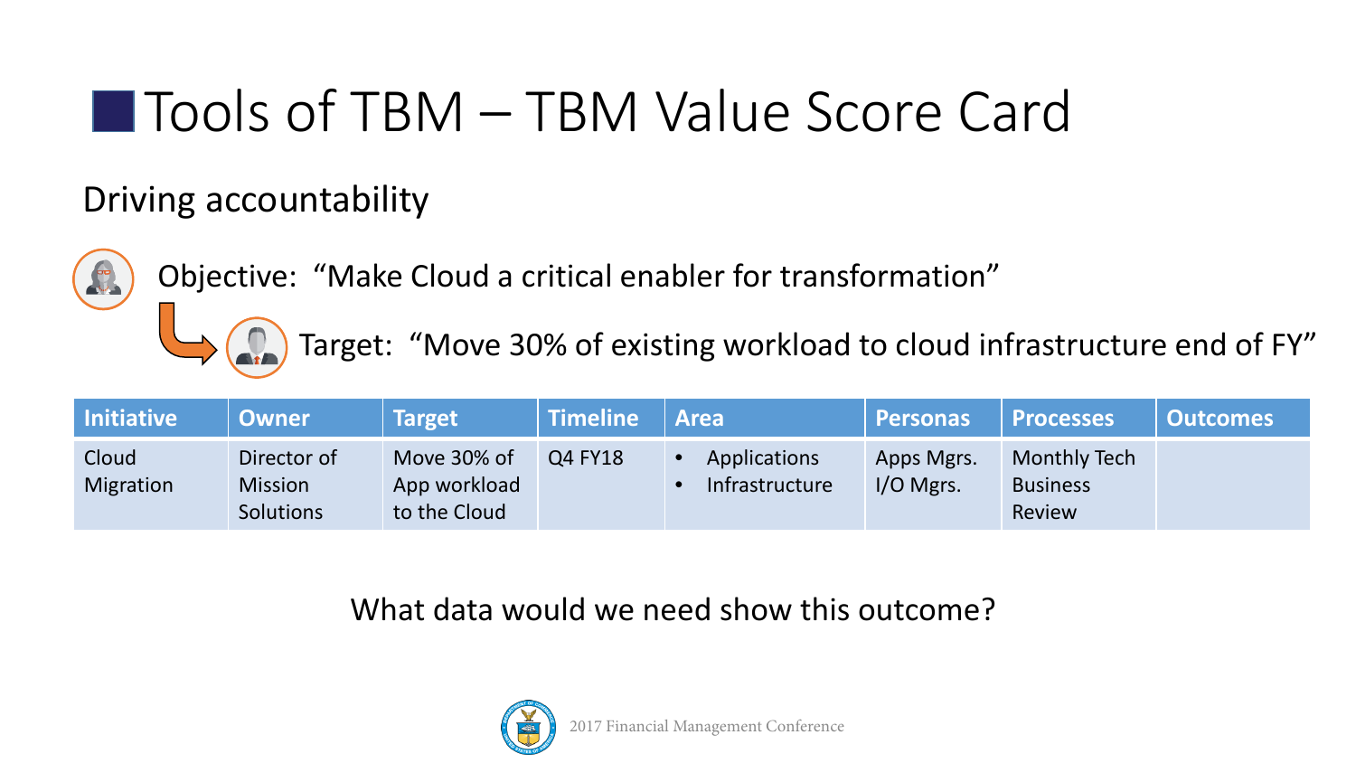# Tools of TBM – TBM Value Score Card

## Driving accountability

Objective: "Make Cloud a critical enabler for transformation"

Target: "Move 30% of existing workload to cloud infrastructure end of FY"

| Initiative | Owner | Target | Timeline | Area | Personas | Processes | Outcomes |
|---|---|---|---|---|---|---|---|
| Cloud Migration | Director of Mission Solutions | Move 30% of App workload to the Cloud | Q4 FY18 | • Applications<br>• Infrastructure | Apps Mgrs.<br>I/O Mgrs. | Monthly Tech Business Review | |

What data would we need show this outcome?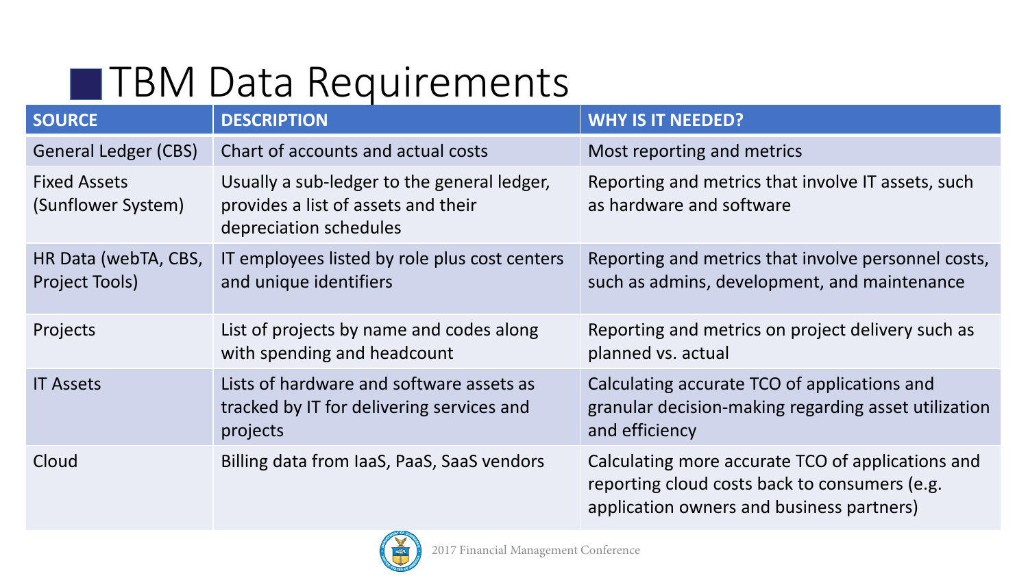# TBM Data Requirements

| SOURCE | DESCRIPTION | WHY IS IT NEEDED? |
|---|---|---|
| General Ledger (CBS) | Chart of accounts and actual costs | Most reporting and metrics |
| Fixed Assets (Sunflower System) | Usually a sub-ledger to the general ledger, provides a list of assets and their depreciation schedules | Reporting and metrics that involve IT assets, such as hardware and software |
| HR Data (webTA, CBS, Project Tools) | IT employees listed by role plus cost centers and unique identifiers | Reporting and metrics that involve personnel costs, such as admins, development, and maintenance |
| Projects | List of projects by name and codes along with spending and headcount | Reporting and metrics on project delivery such as planned vs. actual |
| IT Assets | Lists of hardware and software assets as tracked by IT for delivering services and projects | Calculating accurate TCO of applications and granular decision-making regarding asset utilization and efficiency |
| Cloud | Billing data from IaaS, PaaS, SaaS vendors | Calculating more accurate TCO of applications and reporting cloud costs back to consumers (e.g. application owners and business partners) |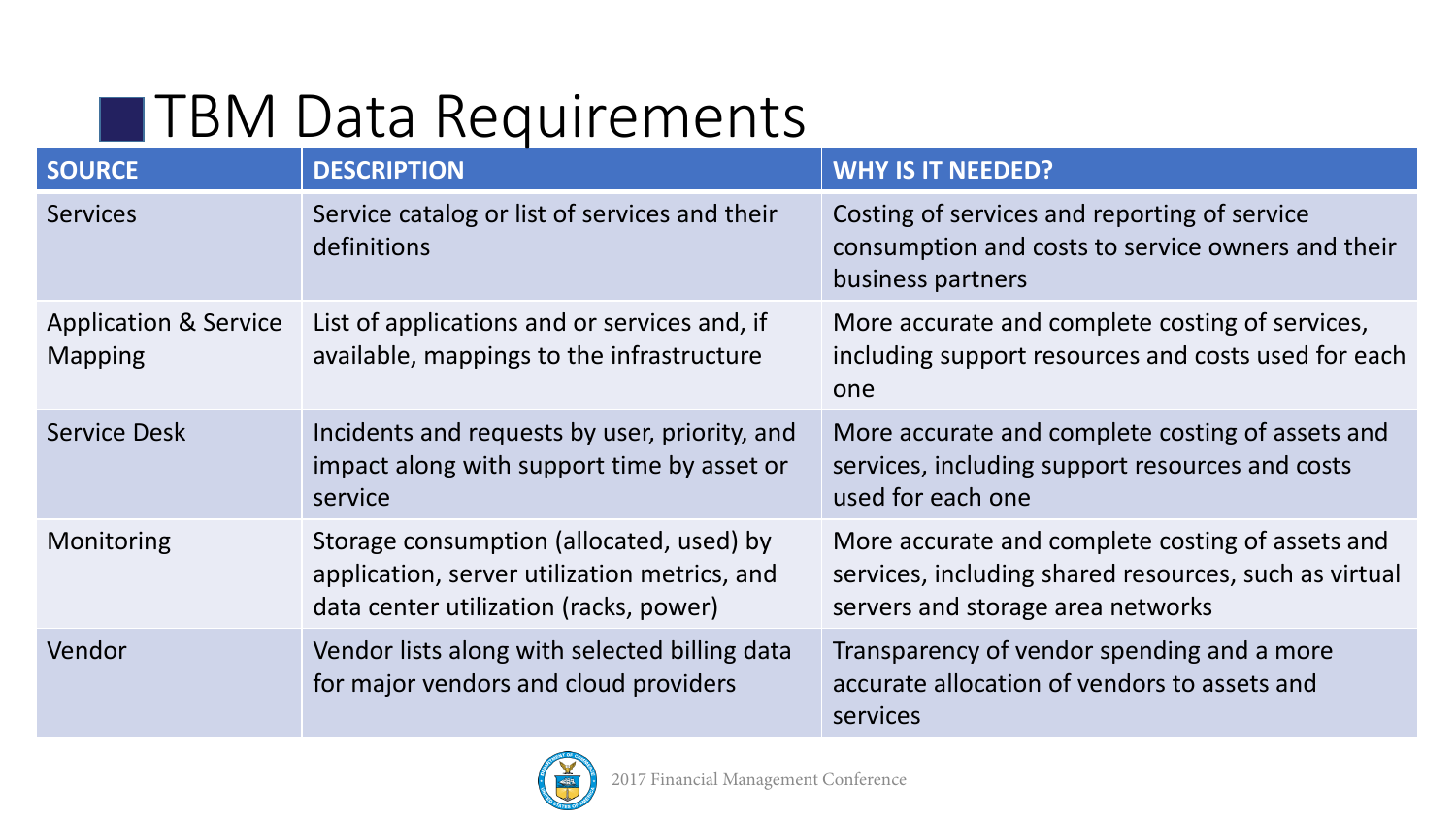# TBM Data Requirements

| SOURCE | DESCRIPTION | WHY IS IT NEEDED? |
| --- | --- | --- |
| Services | Service catalog or list of services and their definitions | Costing of services and reporting of service consumption and costs to service owners and their business partners |
| Application & Service Mapping | List of applications and or services and, if available, mappings to the infrastructure | More accurate and complete costing of services, including support resources and costs used for each one |
| Service Desk | Incidents and requests by user, priority, and impact along with support time by asset or service | More accurate and complete costing of assets and services, including support resources and costs used for each one |
| Monitoring | Storage consumption (allocated, used) by application, server utilization metrics, and data center utilization (racks, power) | More accurate and complete costing of assets and services, including shared resources, such as virtual servers and storage area networks |
| Vendor | Vendor lists along with selected billing data for major vendors and cloud providers | Transparency of vendor spending and a more accurate allocation of vendors to assets and services |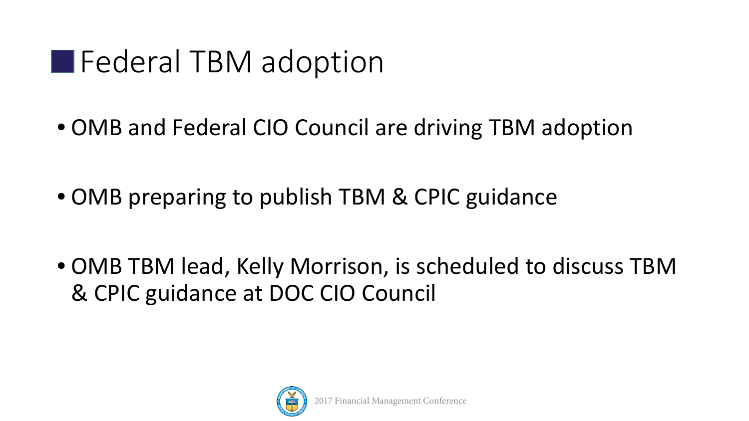# Federal TBM adoption

- OMB and Federal CIO Council are driving TBM adoption
- OMB preparing to publish TBM & CPIC guidance
- OMB TBM lead, Kelly Morrison, is scheduled to discuss TBM & CPIC guidance at DOC CIO Council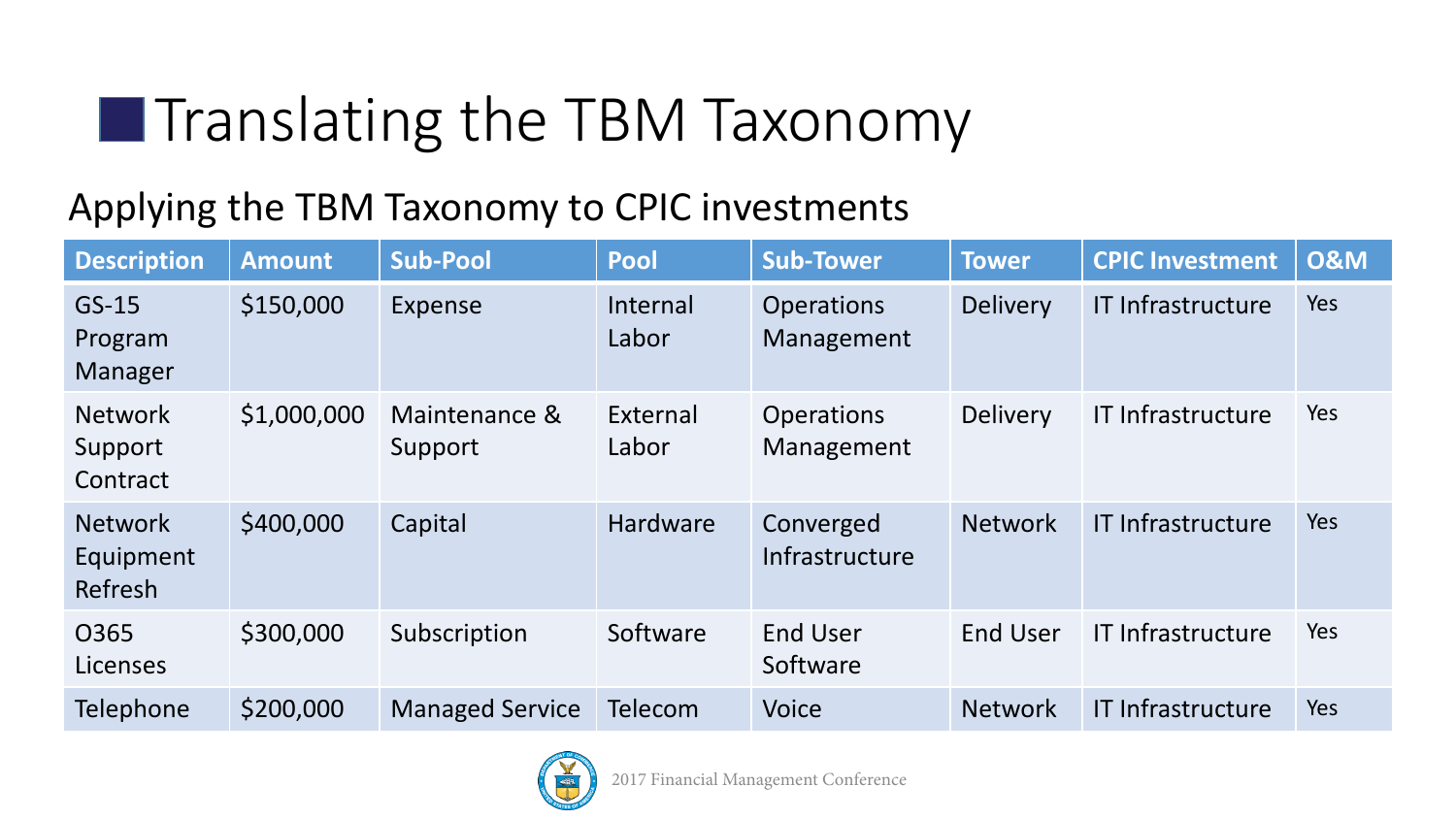# Translating the TBM Taxonomy

## Applying the TBM Taxonomy to CPIC investments

| Description | Amount | Sub-Pool | Pool | Sub-Tower | Tower | CPIC Investment | O&M |
|---|---|---|---|---|---|---|---|
| GS-15 Program Manager | $150,000 | Expense | Internal Labor | Operations Management | Delivery | IT Infrastructure | Yes |
| Network Support Contract | $1,000,000 | Maintenance & Support | External Labor | Operations Management | Delivery | IT Infrastructure | Yes |
| Network Equipment Refresh | $400,000 | Capital | Hardware | Converged Infrastructure | Network | IT Infrastructure | Yes |
| O365 Licenses | $300,000 | Subscription | Software | End User Software | End User | IT Infrastructure | Yes |
| Telephone | $200,000 | Managed Service | Telecom | Voice | Network | IT Infrastructure | Yes |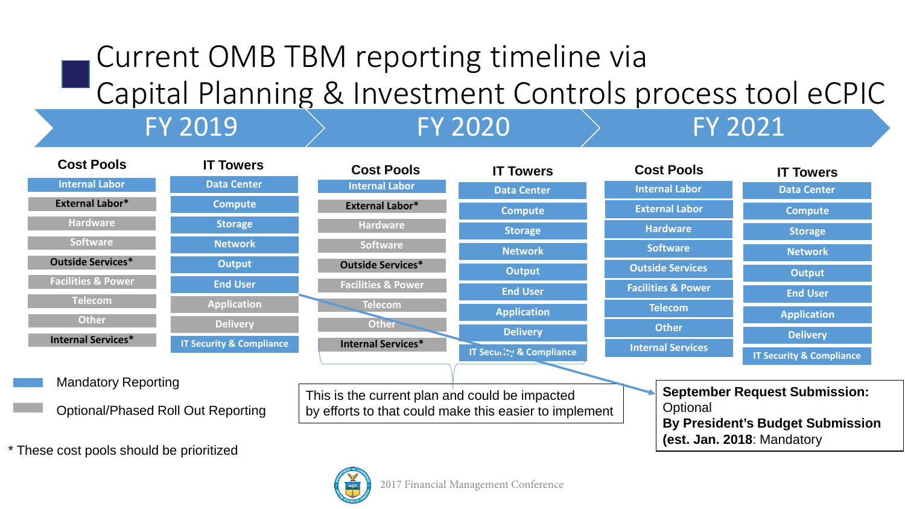# Current OMB TBM reporting timeline via Capital Planning & Investment Controls process tool eCPIC

| FY 2019 | | FY 2020 | | FY 2021 | |
|---|---|---|---|---|---|
| **Cost Pools** | **IT Towers** | **Cost Pools** | **IT Towers** | **Cost Pools** | **IT Towers** |
| Internal Labor | Data Center | Internal Labor | Data Center | Internal Labor | Data Center |
| External Labor* | Compute | External Labor* | Compute | External Labor | Compute |
| Hardware | Storage | Hardware | Storage | Hardware | Storage |
| Software | Network | Software | Network | Software | Network |
| Outside Services* | Output | Outside Services* | Output | Outside Services | Output |
| Facilities & Power | End User | Facilities & Power | End User | Facilities & Power | End User |
| Telecom | Application | Telecom | Application | Telecom | Application |
| Other | Delivery | Other | Delivery | Other | Delivery |
| Internal Services* | IT Security & Compliance | Internal Services* | IT Security & Compliance | Internal Services | IT Security & Compliance |

Mandatory Reporting

Optional/Phased Roll Out Reporting

\* These cost pools should be prioritized

This is the current plan and could be impacted by efforts to that could make this easier to implement

**September Request Submission:** Optional
**By President's Budget Submission (est. Jan. 2018**: Mandatory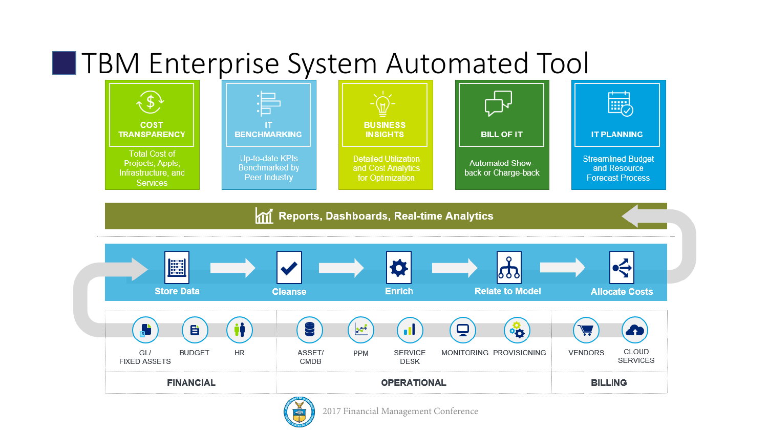# TBM Enterprise System Automated Tool

**COST TRANSPARENCY**
Total Cost of Projects, Appls, Infrastructure, and Services

**IT BENCHMARKING**
Up-to-date KPIs Benchmarked by Peer Industry

**BUSINESS INSIGHTS**
Detailed Utilization and Cost Analytics for Optimization

**BILL OF IT**
Automated Show-back or Charge-back

**IT PLANNING**
Streamlined Budget and Resource Forecast Process

**Reports, Dashboards, Real-time Analytics**

**Store Data** → **Cleanse** → **Enrich** → **Relate to Model** → **Allocate Costs**

| FINANCIAL | OPERATIONAL | BILLING |
|---|---|---|
| GL/ FIXED ASSETS, BUDGET, HR | ASSET/ CMDB, PPM, SERVICE DESK, MONITORING, PROVISIONING | VENDORS, CLOUD SERVICES |

2017 Financial Management Conference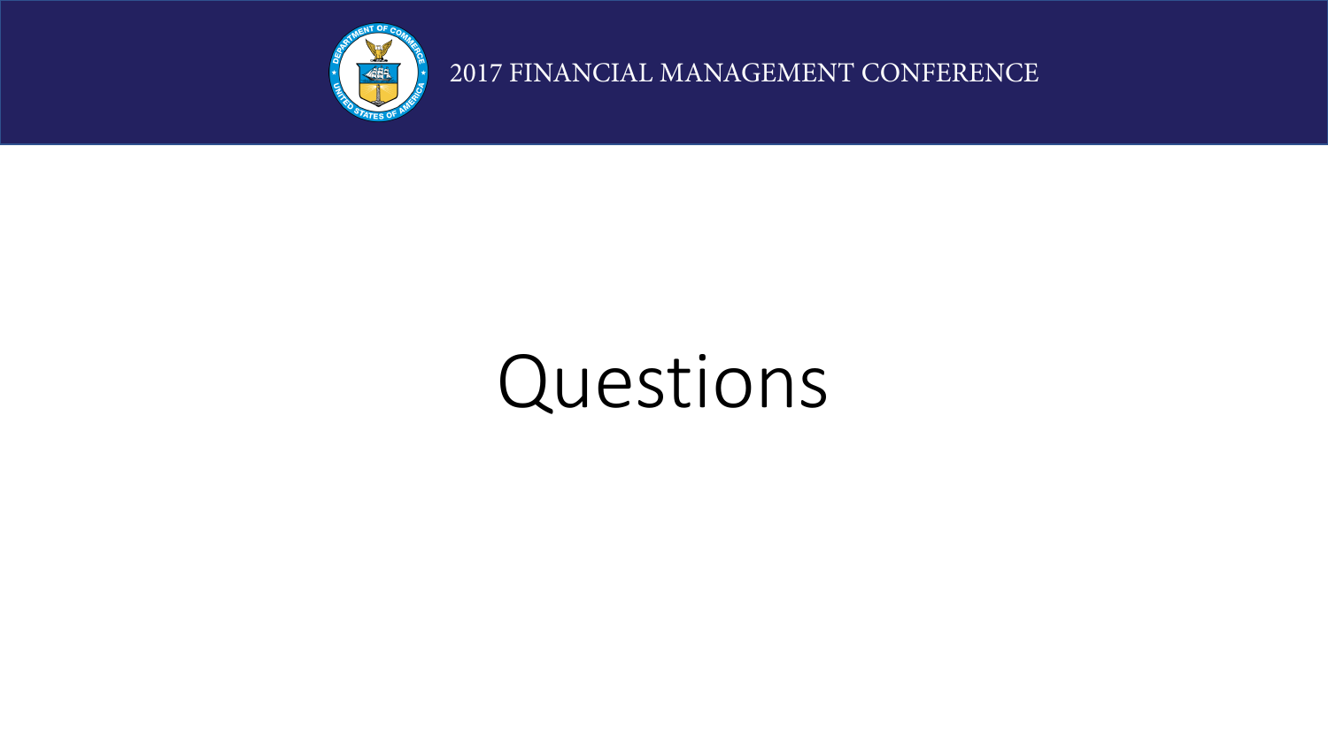# Questions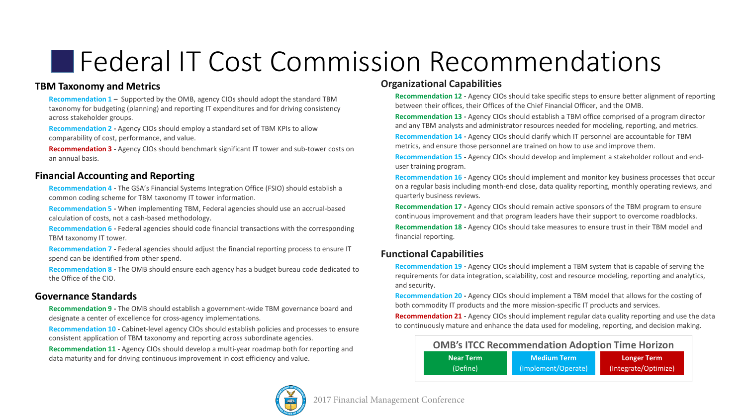# Federal IT Cost Commission Recommendations

## TBM Taxonomy and Metrics

**Recommendation 1** – Supported by the OMB, agency CIOs should adopt the standard TBM taxonomy for budgeting (planning) and reporting IT expenditures and for driving consistency across stakeholder groups.

**Recommendation 2** - Agency CIOs should employ a standard set of TBM KPIs to allow comparability of cost, performance, and value.

**Recommendation 3** - Agency CIOs should benchmark significant IT tower and sub-tower costs on an annual basis.

## Financial Accounting and Reporting

**Recommendation 4** - The GSA's Financial Systems Integration Office (FSIO) should establish a common coding scheme for TBM taxonomy IT tower information.

**Recommendation 5** - When implementing TBM, Federal agencies should use an accrual-based calculation of costs, not a cash-based methodology.

**Recommendation 6** - Federal agencies should code financial transactions with the corresponding TBM taxonomy IT tower.

**Recommendation 7** - Federal agencies should adjust the financial reporting process to ensure IT spend can be identified from other spend.

**Recommendation 8** - The OMB should ensure each agency has a budget bureau code dedicated to the Office of the CIO.

## Governance Standards

**Recommendation 9** - The OMB should establish a government-wide TBM governance board and designate a center of excellence for cross-agency implementations.

**Recommendation 10** - Cabinet-level agency CIOs should establish policies and processes to ensure consistent application of TBM taxonomy and reporting across subordinate agencies.

**Recommendation 11** - Agency CIOs should develop a multi-year roadmap both for reporting and data maturity and for driving continuous improvement in cost efficiency and value.

## Organizational Capabilities

**Recommendation 12** - Agency CIOs should take specific steps to ensure better alignment of reporting between their offices, their Offices of the Chief Financial Officer, and the OMB.

**Recommendation 13** - Agency CIOs should establish a TBM office comprised of a program director and any TBM analysts and administrator resources needed for modeling, reporting, and metrics.

**Recommendation 14** - Agency CIOs should clarify which IT personnel are accountable for TBM metrics, and ensure those personnel are trained on how to use and improve them.

**Recommendation 15** - Agency CIOs should develop and implement a stakeholder rollout and end-user training program.

**Recommendation 16** - Agency CIOs should implement and monitor key business processes that occur on a regular basis including month-end close, data quality reporting, monthly operating reviews, and quarterly business reviews.

**Recommendation 17** - Agency CIOs should remain active sponsors of the TBM program to ensure continuous improvement and that program leaders have their support to overcome roadblocks.

**Recommendation 18** - Agency CIOs should take measures to ensure trust in their TBM model and financial reporting.

## Functional Capabilities

**Recommendation 19** - Agency CIOs should implement a TBM system that is capable of serving the requirements for data integration, scalability, cost and resource modeling, reporting and analytics, and security.

**Recommendation 20** - Agency CIOs should implement a TBM model that allows for the costing of both commodity IT products and the more mission-specific IT products and services.

**Recommendation 21** - Agency CIOs should implement regular data quality reporting and use the data to continuously mature and enhance the data used for modeling, reporting, and decision making.

**OMB's ITCC Recommendation Adoption Time Horizon**

| Near Term | Medium Term | Longer Term |
|---|---|---|
| (Define) | (Implement/Operate) | (Integrate/Optimize) |